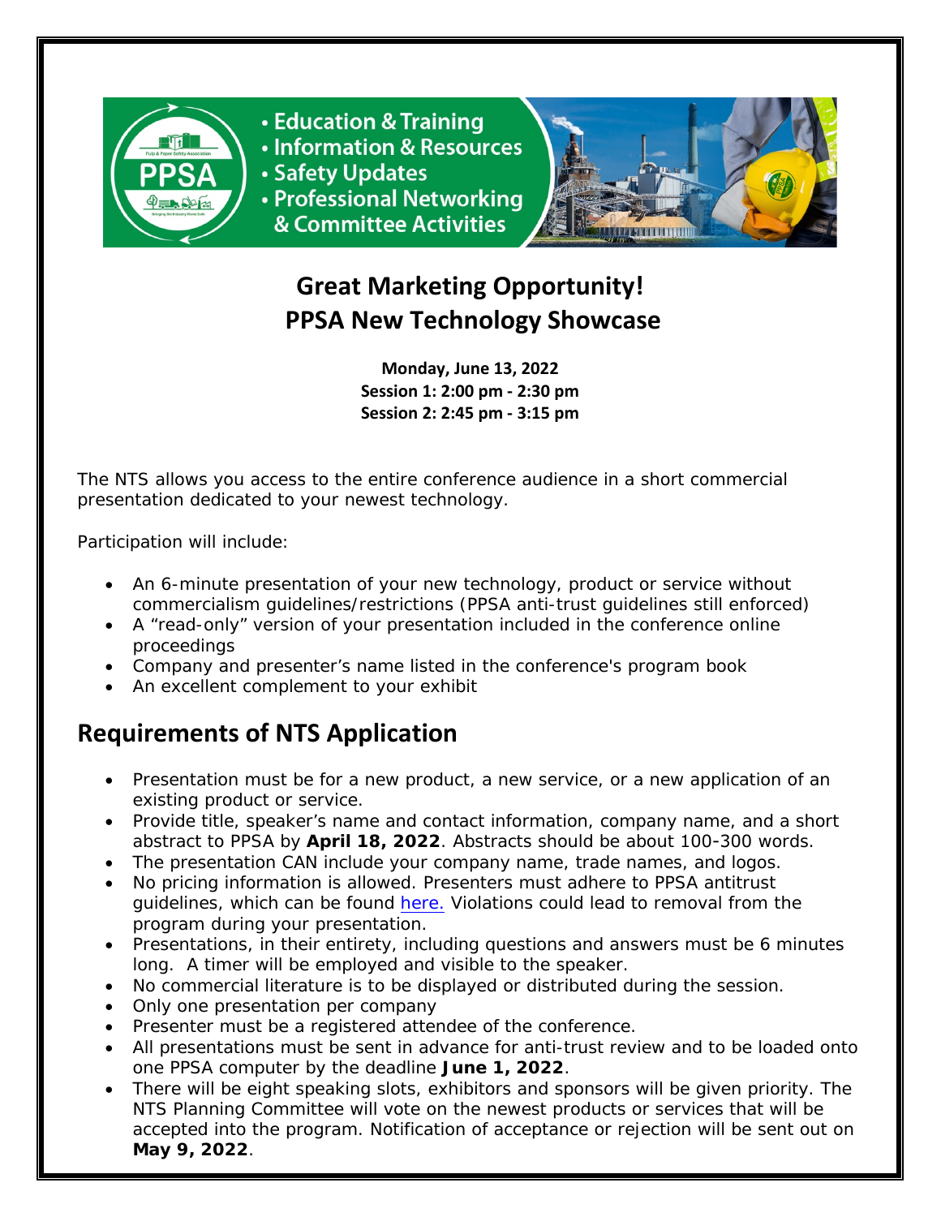- Education & Training
- Information & Resources
- Safety Updates
- Professional Networking & Committee Activities

# Great Marketing Opportunity!
# PPSA New Technology Showcase

**Monday, June 13, 2022**
**Session 1: 2:00 pm - 2:30 pm**
**Session 2: 2:45 pm - 3:15 pm**

The NTS allows you access to the entire conference audience in a short commercial presentation dedicated to your newest technology.

Participation will include:

- An 6-minute presentation of your new technology, product or service without commercialism guidelines/restrictions (PPSA anti-trust guidelines still enforced)
- A "read-only" version of your presentation included in the conference online proceedings
- Company and presenter's name listed in the conference's program book
- An excellent complement to your exhibit

## Requirements of NTS Application

- Presentation must be for a new product, a new service, or a new application of an existing product or service.
- Provide title, speaker's name and contact information, company name, and a short abstract to PPSA by **April 18, 2022**. Abstracts should be about 100-300 words.
- The presentation CAN include your company name, trade names, and logos.
- No pricing information is allowed. Presenters must adhere to PPSA antitrust guidelines, which can be found here. Violations could lead to removal from the program during your presentation.
- Presentations, in their entirety, including questions and answers must be 6 minutes long. A timer will be employed and visible to the speaker.
- No commercial literature is to be displayed or distributed during the session.
- Only one presentation per company
- Presenter must be a registered attendee of the conference.
- All presentations must be sent in advance for anti-trust review and to be loaded onto one PPSA computer by the deadline **June 1, 2022**.
- There will be eight speaking slots, exhibitors and sponsors will be given priority. The NTS Planning Committee will vote on the newest products or services that will be accepted into the program. Notification of acceptance or rejection will be sent out on **May 9, 2022**.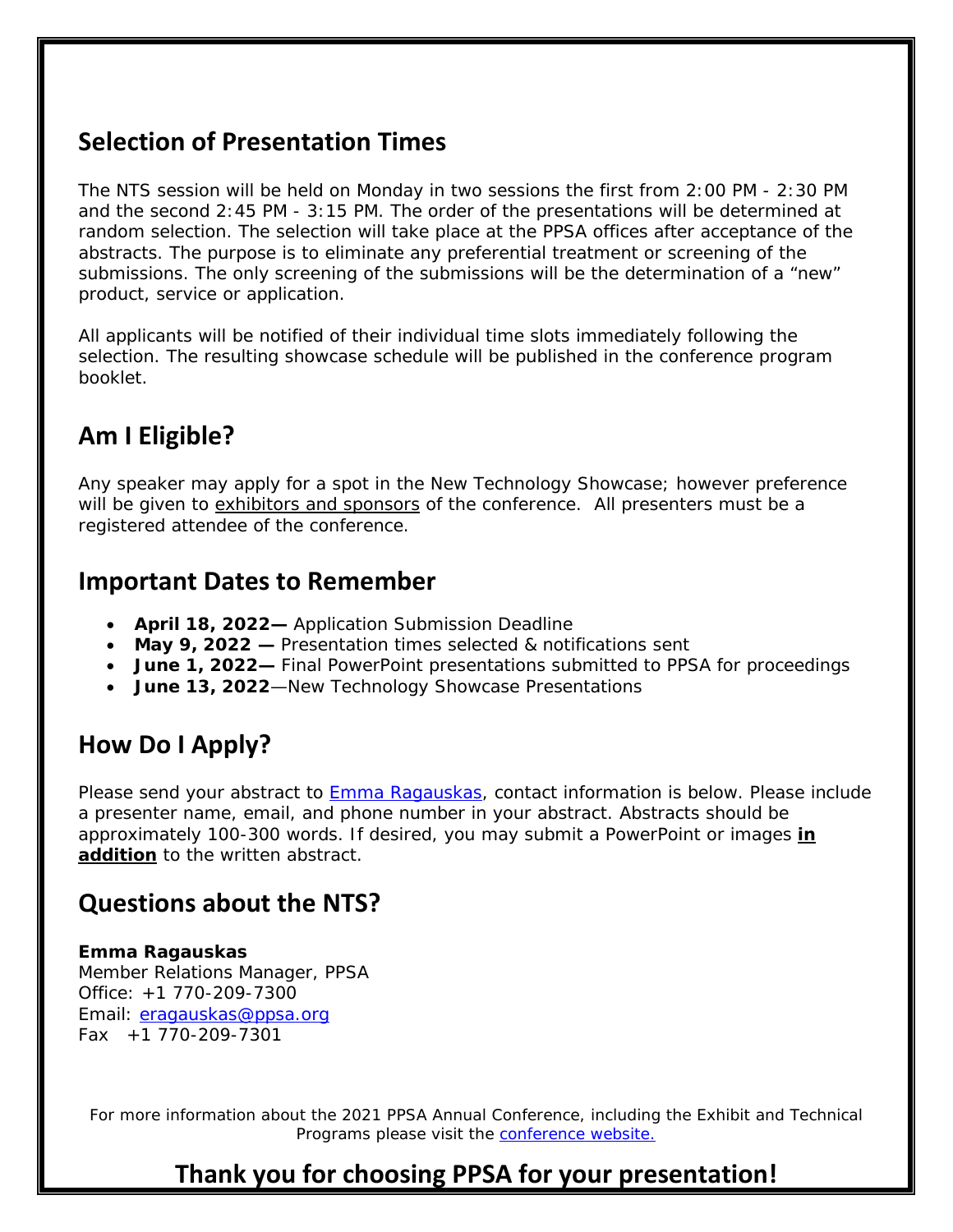## Selection of Presentation Times

The NTS session will be held on Monday in two sessions the first from 2:00 PM - 2:30 PM and the second 2:45 PM - 3:15 PM. The order of the presentations will be determined at random selection. The selection will take place at the PPSA offices after acceptance of the abstracts. The purpose is to eliminate any preferential treatment or screening of the submissions. The only screening of the submissions will be the determination of a "new" product, service or application.

All applicants will be notified of their individual time slots immediately following the selection. The resulting showcase schedule will be published in the conference program booklet.

## Am I Eligible?

Any speaker may apply for a spot in the New Technology Showcase; however preference will be given to exhibitors and sponsors of the conference. All presenters must be a registered attendee of the conference.

## Important Dates to Remember

- **April 18, 2022—** Application Submission Deadline
- **May 9, 2022 —** Presentation times selected & notifications sent
- **June 1, 2022—** Final PowerPoint presentations submitted to PPSA for proceedings
- **June 13, 2022**—New Technology Showcase Presentations

## How Do I Apply?

Please send your abstract to Emma Ragauskas, contact information is below. Please include a presenter name, email, and phone number in your abstract. Abstracts should be approximately 100-300 words. If desired, you may submit a PowerPoint or images **in addition** to the written abstract.

## Questions about the NTS?

**Emma Ragauskas**
Member Relations Manager, PPSA
Office: +1 770-209-7300
Email: eragauskas@ppsa.org
Fax +1 770-209-7301

For more information about the 2021 PPSA Annual Conference, including the Exhibit and Technical Programs please visit the conference website.

## Thank you for choosing PPSA for your presentation!